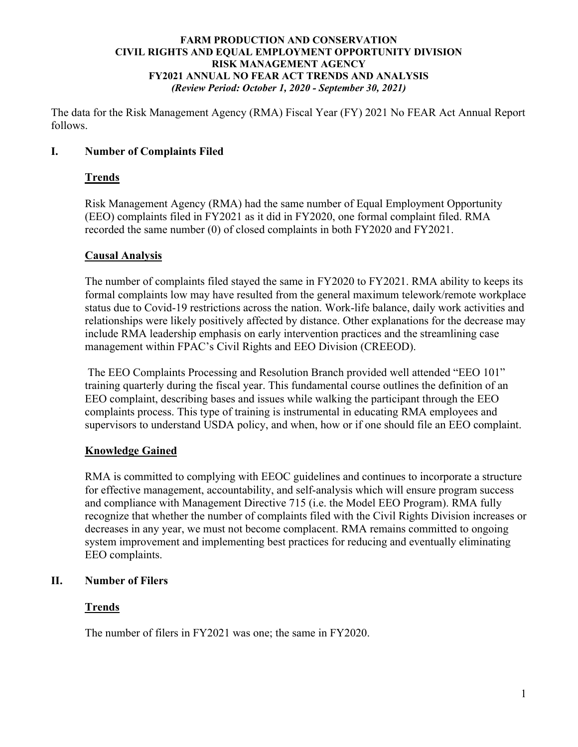**FARM PRODUCTION AND CONSERVATION**
**CIVIL RIGHTS AND EQUAL EMPLOYMENT OPPORTUNITY DIVISION**
**RISK MANAGEMENT AGENCY**
**FY2021 ANNUAL NO FEAR ACT TRENDS AND ANALYSIS**
***(Review Period: October 1, 2020 - September 30, 2021)***

The data for the Risk Management Agency (RMA) Fiscal Year (FY) 2021 No FEAR Act Annual Report follows.

## I. Number of Complaints Filed

### Trends

Risk Management Agency (RMA) had the same number of Equal Employment Opportunity (EEO) complaints filed in FY2021 as it did in FY2020, one formal complaint filed. RMA recorded the same number (0) of closed complaints in both FY2020 and FY2021.

### Causal Analysis

The number of complaints filed stayed the same in FY2020 to FY2021. RMA ability to keeps its formal complaints low may have resulted from the general maximum telework/remote workplace status due to Covid-19 restrictions across the nation. Work-life balance, daily work activities and relationships were likely positively affected by distance. Other explanations for the decrease may include RMA leadership emphasis on early intervention practices and the streamlining case management within FPAC's Civil Rights and EEO Division (CREEOD).

The EEO Complaints Processing and Resolution Branch provided well attended "EEO 101" training quarterly during the fiscal year. This fundamental course outlines the definition of an EEO complaint, describing bases and issues while walking the participant through the EEO complaints process. This type of training is instrumental in educating RMA employees and supervisors to understand USDA policy, and when, how or if one should file an EEO complaint.

### Knowledge Gained

RMA is committed to complying with EEOC guidelines and continues to incorporate a structure for effective management, accountability, and self-analysis which will ensure program success and compliance with Management Directive 715 (i.e. the Model EEO Program). RMA fully recognize that whether the number of complaints filed with the Civil Rights Division increases or decreases in any year, we must not become complacent. RMA remains committed to ongoing system improvement and implementing best practices for reducing and eventually eliminating EEO complaints.

## II. Number of Filers

### Trends

The number of filers in FY2021 was one; the same in FY2020.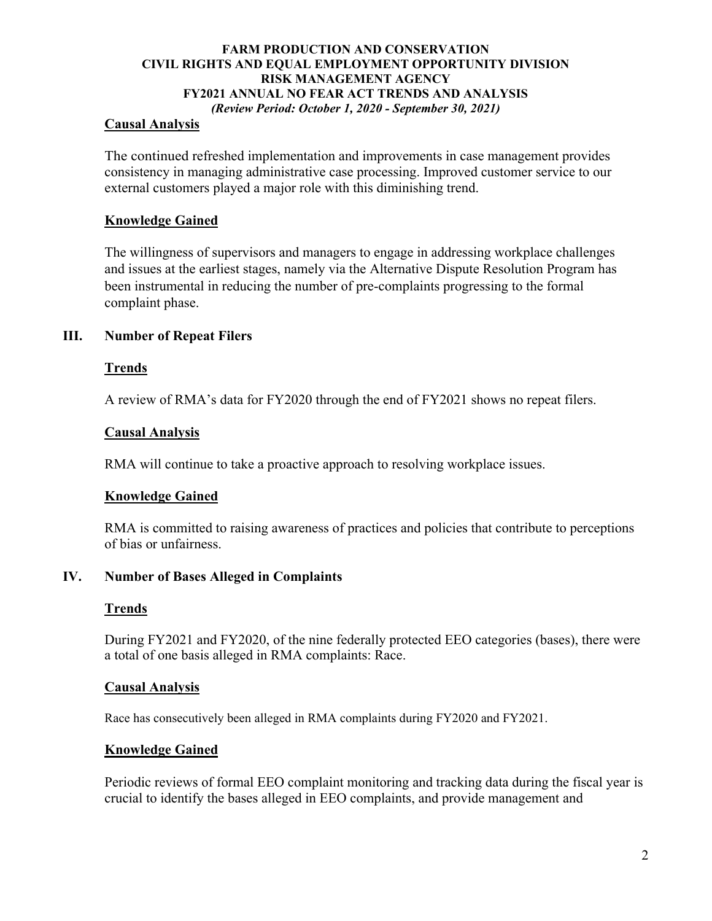### Causal Analysis

The continued refreshed implementation and improvements in case management provides consistency in managing administrative case processing. Improved customer service to our external customers played a major role with this diminishing trend.

### Knowledge Gained

The willingness of supervisors and managers to engage in addressing workplace challenges and issues at the earliest stages, namely via the Alternative Dispute Resolution Program has been instrumental in reducing the number of pre-complaints progressing to the formal complaint phase.

## III. Number of Repeat Filers

### Trends

A review of RMA's data for FY2020 through the end of FY2021 shows no repeat filers.

### Causal Analysis

RMA will continue to take a proactive approach to resolving workplace issues.

### Knowledge Gained

RMA is committed to raising awareness of practices and policies that contribute to perceptions of bias or unfairness.

## IV. Number of Bases Alleged in Complaints

### Trends

During FY2021 and FY2020, of the nine federally protected EEO categories (bases), there were a total of one basis alleged in RMA complaints: Race.

### Causal Analysis

Race has consecutively been alleged in RMA complaints during FY2020 and FY2021.

### Knowledge Gained

Periodic reviews of formal EEO complaint monitoring and tracking data during the fiscal year is crucial to identify the bases alleged in EEO complaints, and provide management and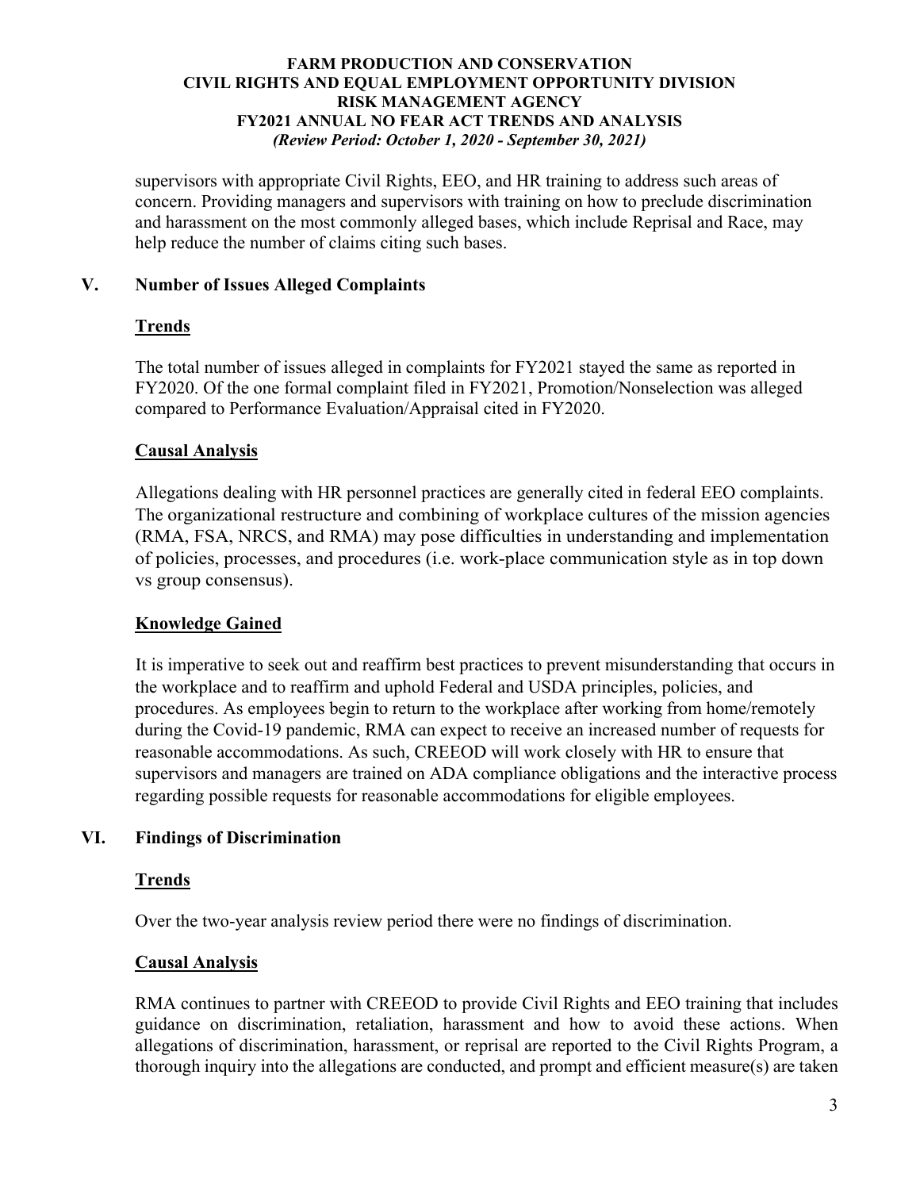supervisors with appropriate Civil Rights, EEO, and HR training to address such areas of concern. Providing managers and supervisors with training on how to preclude discrimination and harassment on the most commonly alleged bases, which include Reprisal and Race, may help reduce the number of claims citing such bases.

## V. Number of Issues Alleged Complaints

### Trends

The total number of issues alleged in complaints for FY2021 stayed the same as reported in FY2020. Of the one formal complaint filed in FY2021, Promotion/Nonselection was alleged compared to Performance Evaluation/Appraisal cited in FY2020.

### Causal Analysis

Allegations dealing with HR personnel practices are generally cited in federal EEO complaints. The organizational restructure and combining of workplace cultures of the mission agencies (RMA, FSA, NRCS, and RMA) may pose difficulties in understanding and implementation of policies, processes, and procedures (i.e. work-place communication style as in top down vs group consensus).

### Knowledge Gained

It is imperative to seek out and reaffirm best practices to prevent misunderstanding that occurs in the workplace and to reaffirm and uphold Federal and USDA principles, policies, and procedures. As employees begin to return to the workplace after working from home/remotely during the Covid-19 pandemic, RMA can expect to receive an increased number of requests for reasonable accommodations. As such, CREEOD will work closely with HR to ensure that supervisors and managers are trained on ADA compliance obligations and the interactive process regarding possible requests for reasonable accommodations for eligible employees.

## VI. Findings of Discrimination

### Trends

Over the two-year analysis review period there were no findings of discrimination.

### Causal Analysis

RMA continues to partner with CREEOD to provide Civil Rights and EEO training that includes guidance on discrimination, retaliation, harassment and how to avoid these actions. When allegations of discrimination, harassment, or reprisal are reported to the Civil Rights Program, a thorough inquiry into the allegations are conducted, and prompt and efficient measure(s) are taken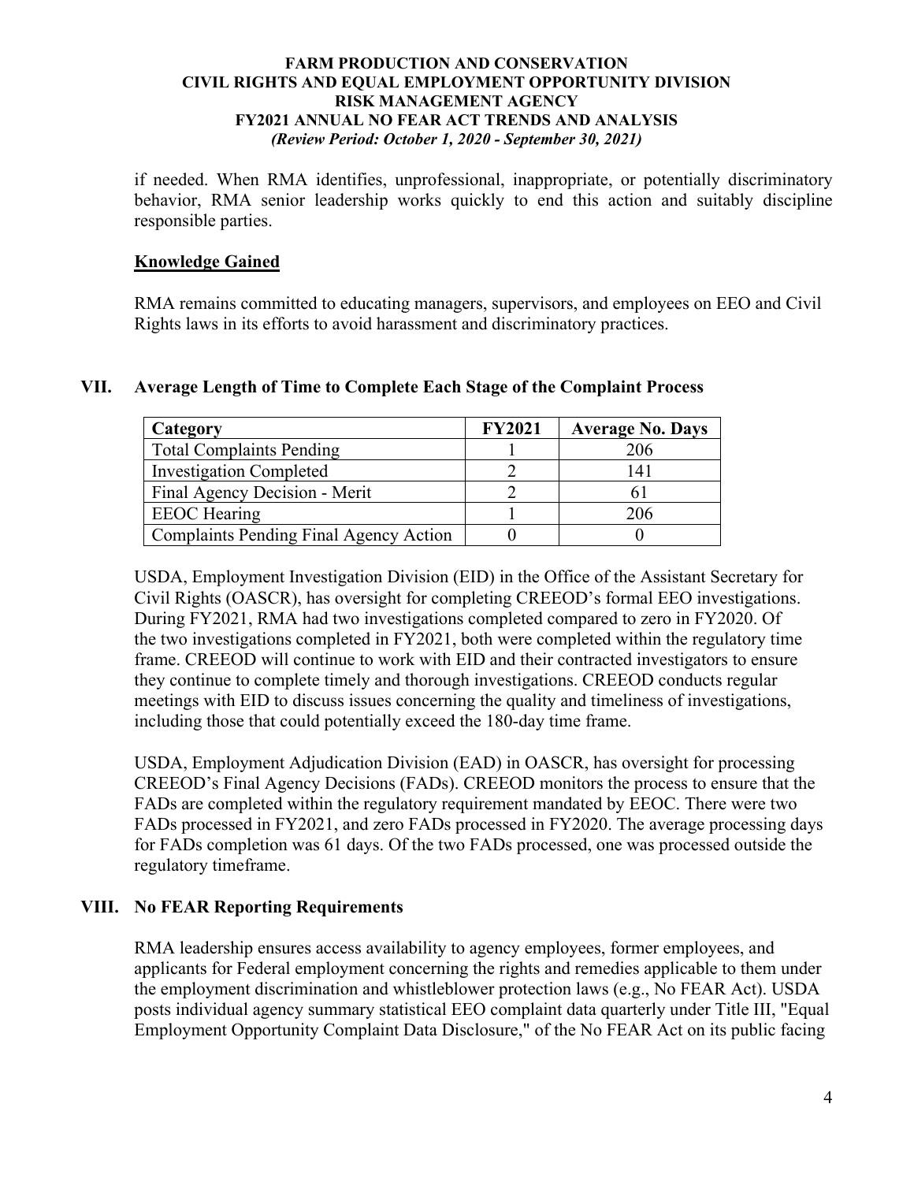if needed. When RMA identifies, unprofessional, inappropriate, or potentially discriminatory behavior, RMA senior leadership works quickly to end this action and suitably discipline responsible parties.

### Knowledge Gained

RMA remains committed to educating managers, supervisors, and employees on EEO and Civil Rights laws in its efforts to avoid harassment and discriminatory practices.

## VII. Average Length of Time to Complete Each Stage of the Complaint Process

| Category | FY2021 | Average No. Days |
|---|---|---|
| Total Complaints Pending | 1 | 206 |
| Investigation Completed | 2 | 141 |
| Final Agency Decision - Merit | 2 | 61 |
| EEOC Hearing | 1 | 206 |
| Complaints Pending Final Agency Action | 0 | 0 |

USDA, Employment Investigation Division (EID) in the Office of the Assistant Secretary for Civil Rights (OASCR), has oversight for completing CREEOD's formal EEO investigations. During FY2021, RMA had two investigations completed compared to zero in FY2020. Of the two investigations completed in FY2021, both were completed within the regulatory time frame. CREEOD will continue to work with EID and their contracted investigators to ensure they continue to complete timely and thorough investigations. CREEOD conducts regular meetings with EID to discuss issues concerning the quality and timeliness of investigations, including those that could potentially exceed the 180-day time frame.

USDA, Employment Adjudication Division (EAD) in OASCR, has oversight for processing CREEOD's Final Agency Decisions (FADs). CREEOD monitors the process to ensure that the FADs are completed within the regulatory requirement mandated by EEOC. There were two FADs processed in FY2021, and zero FADs processed in FY2020. The average processing days for FADs completion was 61 days. Of the two FADs processed, one was processed outside the regulatory timeframe.

## VIII. No FEAR Reporting Requirements

RMA leadership ensures access availability to agency employees, former employees, and applicants for Federal employment concerning the rights and remedies applicable to them under the employment discrimination and whistleblower protection laws (e.g., No FEAR Act). USDA posts individual agency summary statistical EEO complaint data quarterly under Title III, "Equal Employment Opportunity Complaint Data Disclosure," of the No FEAR Act on its public facing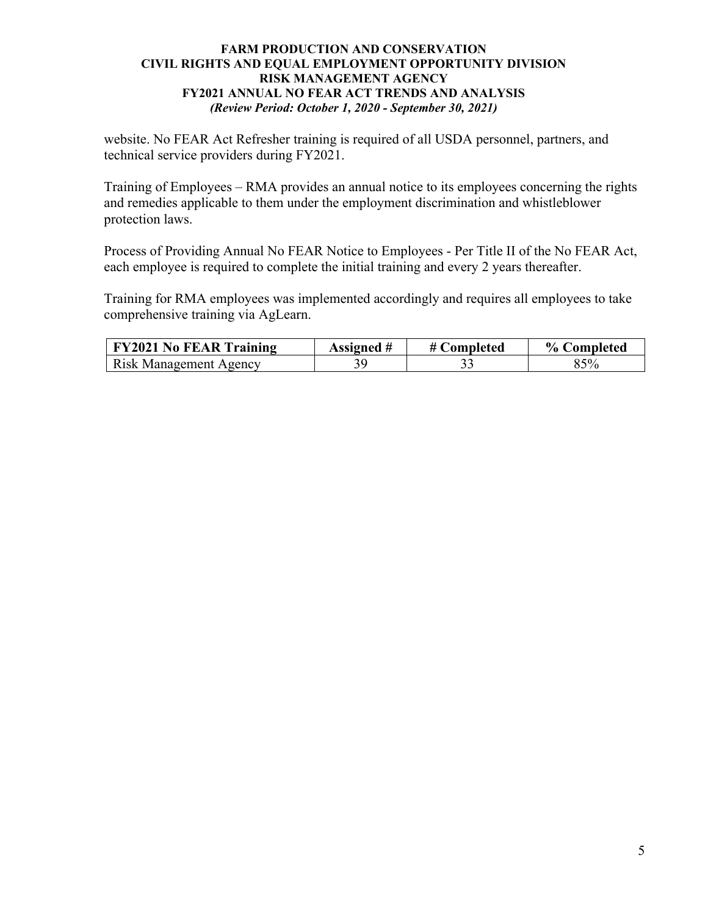website. No FEAR Act Refresher training is required of all USDA personnel, partners, and technical service providers during FY2021.

Training of Employees – RMA provides an annual notice to its employees concerning the rights and remedies applicable to them under the employment discrimination and whistleblower protection laws.

Process of Providing Annual No FEAR Notice to Employees - Per Title II of the No FEAR Act, each employee is required to complete the initial training and every 2 years thereafter.

Training for RMA employees was implemented accordingly and requires all employees to take comprehensive training via AgLearn.

| FY2021 No FEAR Training | Assigned # | # Completed | % Completed |
|---|---|---|---|
| Risk Management Agency | 39 | 33 | 85% |